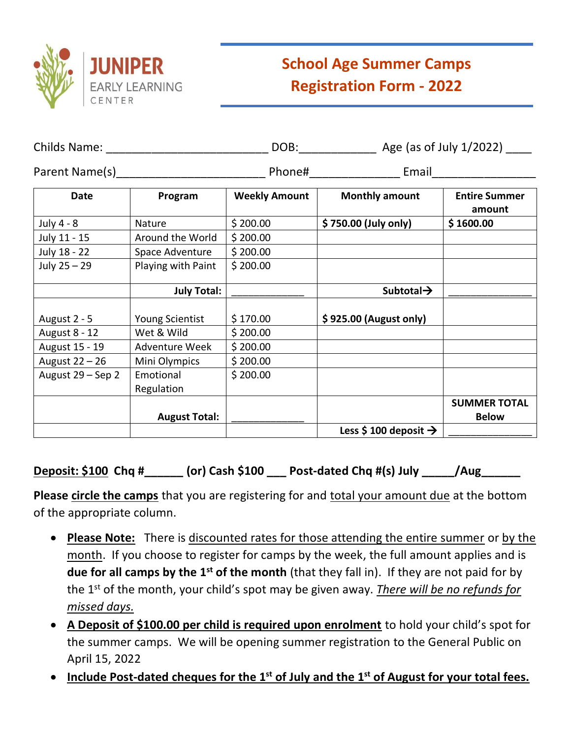JUNIPER EARLY LEARNING CENTER

# School Age Summer Camps Registration Form - 2022

Childs Name: ________________________ DOB:___________ Age (as of July 1/2022) ____

Parent Name(s)______________________ Phone#_____________ Email_______________

| Date | Program | Weekly Amount | Monthly amount | Entire Summer amount |
|---|---|---|---|---|
| July 4 - 8 | Nature | $ 200.00 | **$ 750.00 (July only)** | **$ 1600.00** |
| July 11 - 15 | Around the World | $ 200.00 | | |
| July 18 - 22 | Space Adventure | $ 200.00 | | |
| July 25 – 29 | Playing with Paint | $ 200.00 | | |
| | **July Total:** | ____________ | **Subtotal→** | ______________ |
| August 2 - 5 | Young Scientist | $ 170.00 | **$ 925.00 (August only)** | |
| August 8 - 12 | Wet & Wild | $ 200.00 | | |
| August 15 - 19 | Adventure Week | $ 200.00 | | |
| August 22 – 26 | Mini Olympics | $ 200.00 | | |
| August 29 – Sep 2 | Emotional Regulation | $ 200.00 | | |
| | **August Total:** | ____________ | | **SUMMER TOTAL Below** |
| | | | **Less $ 100 deposit →** | ______________ |

**<u>Deposit: $100</u> Chq #______ (or) Cash $100 ___ Post-dated Chq #(s) July _____/Aug______**

**Please** **<u>circle the camps</u>** that you are registering for and <u>total your amount due</u> at the bottom of the appropriate column.

- **<u>Please Note:</u>** There is <u>discounted rates for those attending the entire summer</u> or <u>by the month</u>. If you choose to register for camps by the week, the full amount applies and is **due for all camps by the 1st of the month** (that they fall in). If they are not paid for by the 1st of the month, your child's spot may be given away. *<u>There will be no refunds for missed days.</u>*
- **<u>A Deposit of $100.00 per child is required upon enrolment</u>** to hold your child's spot for the summer camps. We will be opening summer registration to the General Public on April 15, 2022
- **<u>Include Post-dated cheques for the 1st of July and the 1st of August for your total fees.</u>**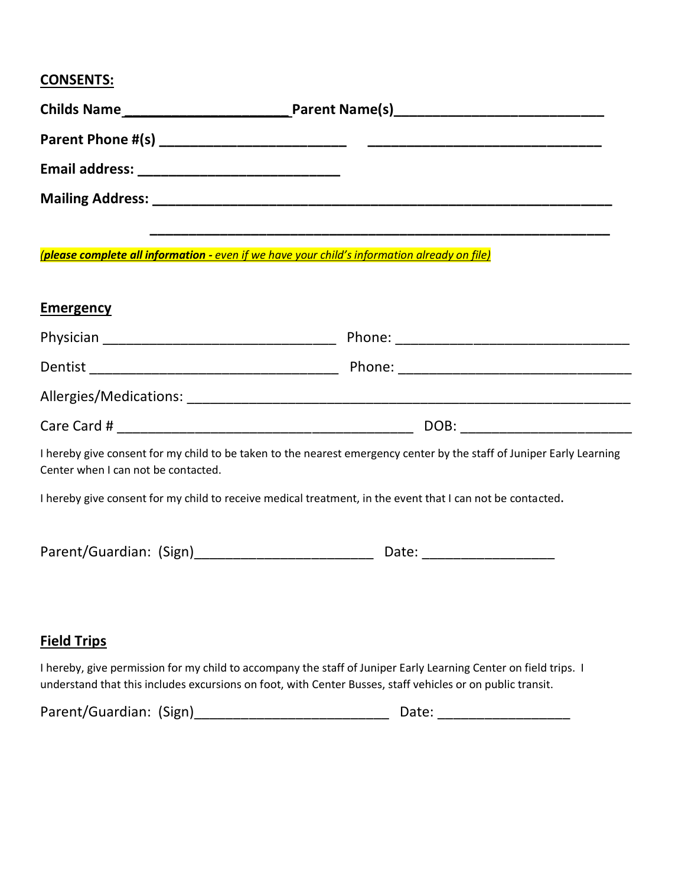## CONSENTS:

**Childs Name ____________________ Parent Name(s)__________________________**

**Parent Phone #(s) _______________________ _____________________________**

**Email address: __________________________**

**Mailing Address: __________________________________________________________**

**__________________________________________________________**

***(please complete all information -** even if we have your child's information already on file)*

## Emergency

Physician _____________________________ Phone: _____________________________

Dentist _______________________________ Phone: _____________________________

Allergies/Medications: _______________________________________________________

Care Card # _____________________________________ DOB: _____________________

I hereby give consent for my child to be taken to the nearest emergency center by the staff of Juniper Early Learning Center when I can not be contacted.

I hereby give consent for my child to receive medical treatment, in the event that I can not be contacted**.**

Parent/Guardian: (Sign)_______________________ Date: _________________

## Field Trips

I hereby, give permission for my child to accompany the staff of Juniper Early Learning Center on field trips. I understand that this includes excursions on foot, with Center Busses, staff vehicles or on public transit.

Parent/Guardian: (Sign)_________________________ Date: _________________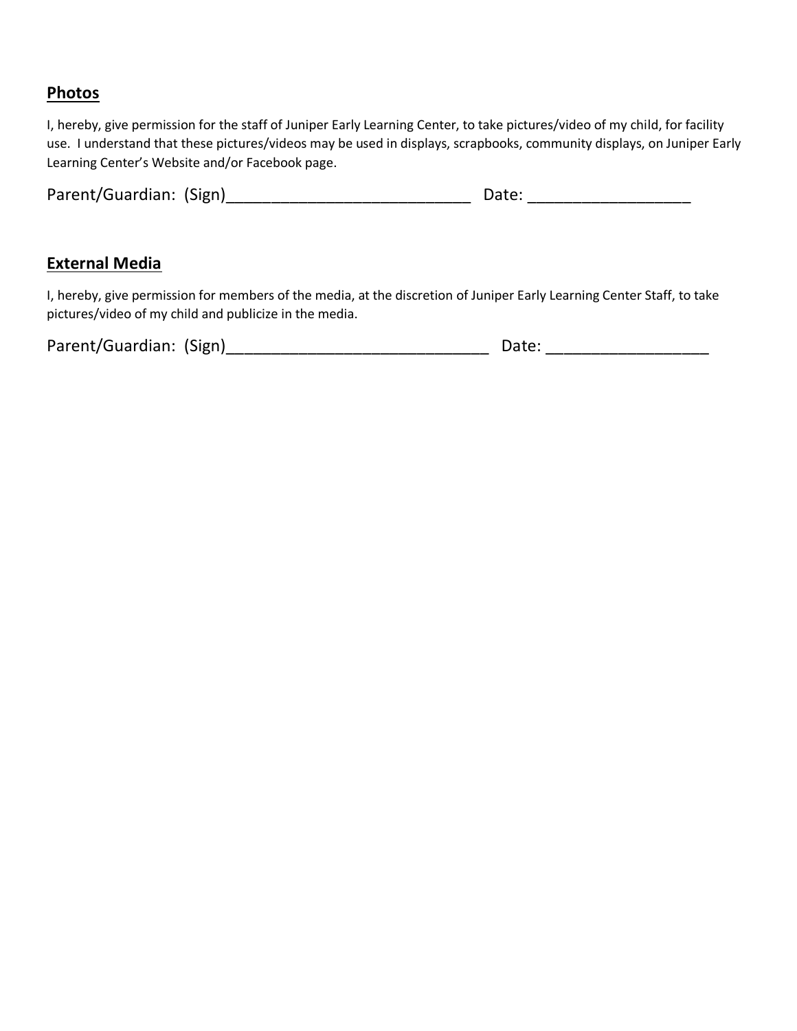## Photos

I, hereby, give permission for the staff of Juniper Early Learning Center, to take pictures/video of my child, for facility use. I understand that these pictures/videos may be used in displays, scrapbooks, community displays, on Juniper Early Learning Center's Website and/or Facebook page.

Parent/Guardian: (Sign)____________________________ Date: __________________

## External Media

I, hereby, give permission for members of the media, at the discretion of Juniper Early Learning Center Staff, to take pictures/video of my child and publicize in the media.

Parent/Guardian: (Sign)______________________________ Date: __________________